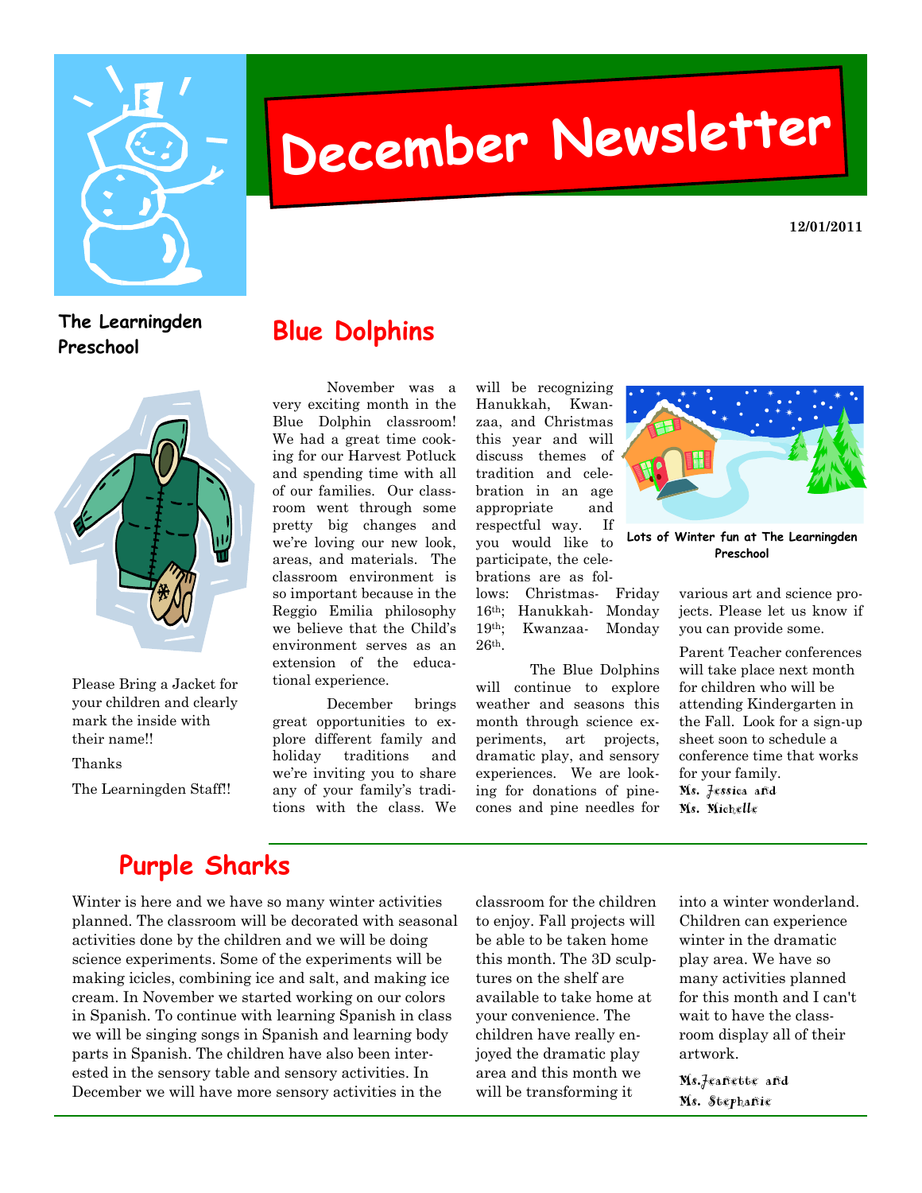# December Newsletter

**12/01/2011**

**The Learningden Preschool**

Please Bring a Jacket for your children and clearly mark the inside with their name!!

Thanks

The Learningden Staff!!

## Blue Dolphins

November was a very exciting month in the Blue Dolphin classroom! We had a great time cooking for our Harvest Potluck and spending time with all of our families. Our classroom went through some pretty big changes and we're loving our new look, areas, and materials. The classroom environment is so important because in the Reggio Emilia philosophy we believe that the Child's environment serves as an extension of the educational experience.

December brings great opportunities to explore different family and holiday traditions and we're inviting you to share any of your family's traditions with the class. We will be recognizing Hanukkah, Kwanzaa, and Christmas this year and will discuss themes of tradition and celebration in an age appropriate and respectful way. If you would like to participate, the celebrations are as follows: Christmas- Friday 16th; Hanukkah- Monday 19th; Kwanzaa- Monday 26th.

The Blue Dolphins will continue to explore weather and seasons this month through science experiments, art projects, dramatic play, and sensory experiences. We are looking for donations of pinecones and pine needles for various art and science projects. Please let us know if you can provide some.

Lots of Winter fun at The Learningden Preschool

Parent Teacher conferences will take place next month for children who will be attending Kindergarten in the Fall. Look for a sign-up sheet soon to schedule a conference time that works for your family.

Ms. Jessica and
Ms. Michelle

## Purple Sharks

Winter is here and we have so many winter activities planned. The classroom will be decorated with seasonal activities done by the children and we will be doing science experiments. Some of the experiments will be making icicles, combining ice and salt, and making ice cream. In November we started working on our colors in Spanish. To continue with learning Spanish in class we will be singing songs in Spanish and learning body parts in Spanish. The children have also been interested in the sensory table and sensory activities. In December we will have more sensory activities in the classroom for the children to enjoy. Fall projects will be able to be taken home this month. The 3D sculptures on the shelf are available to take home at your convenience. The children have really enjoyed the dramatic play area and this month we will be transforming it into a winter wonderland. Children can experience winter in the dramatic play area. We have so many activities planned for this month and I can't wait to have the classroom display all of their artwork.

Ms.Jeanette and
Ms. Stephanie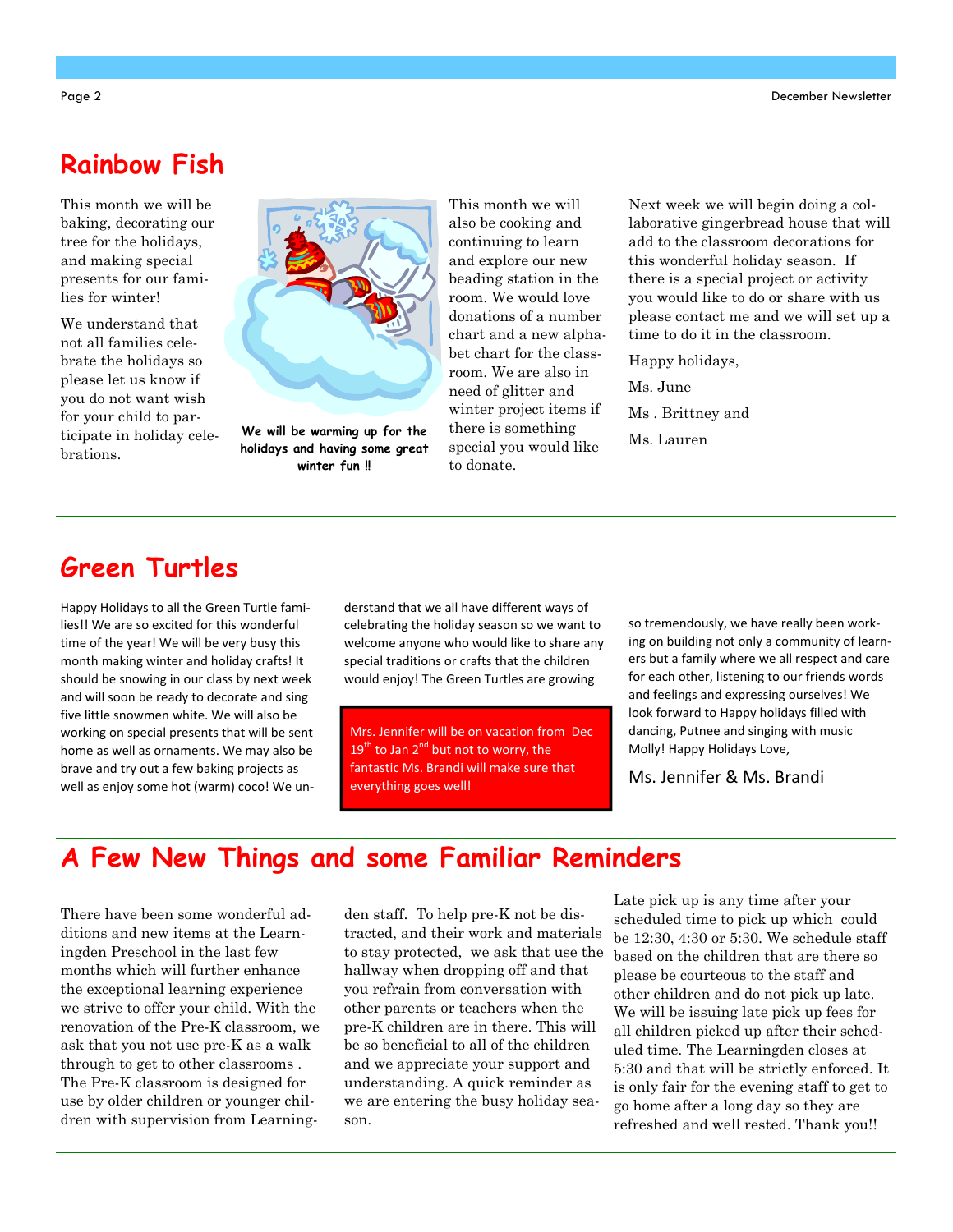## Rainbow Fish

This month we will be baking, decorating our tree for the holidays, and making special presents for our families for winter!

We understand that not all families celebrate the holidays so please let us know if you do not want wish for your child to participate in holiday celebrations.

**We will be warming up for the holidays and having some great winter fun !!**

This month we will also be cooking and continuing to learn and explore our new beading station in the room. We would love donations of a number chart and a new alphabet chart for the classroom. We are also in need of glitter and winter project items if there is something special you would like to donate.

Next week we will begin doing a collaborative gingerbread house that will add to the classroom decorations for this wonderful holiday season. If there is a special project or activity you would like to do or share with us please contact me and we will set up a time to do it in the classroom.

Happy holidays,

Ms. June

Ms . Brittney and

Ms. Lauren

## Green Turtles

Happy Holidays to all the Green Turtle families!! We are so excited for this wonderful time of the year! We will be very busy this month making winter and holiday crafts! It should be snowing in our class by next week and will soon be ready to decorate and sing five little snowmen white. We will also be working on special presents that will be sent home as well as ornaments. We may also be brave and try out a few baking projects as well as enjoy some hot (warm) coco! We understand that we all have different ways of celebrating the holiday season so we want to welcome anyone who would like to share any special traditions or crafts that the children would enjoy! The Green Turtles are growing so tremendously, we have really been working on building not only a community of learners but a family where we all respect and care for each other, listening to our friends words and feelings and expressing ourselves! We look forward to Happy holidays filled with dancing, Putnee and singing with music Molly! Happy Holidays Love,

Mrs. Jennifer will be on vacation from Dec 19th to Jan 2nd but not to worry, the fantastic Ms. Brandi will make sure that everything goes well!

Ms. Jennifer & Ms. Brandi

## A Few New Things and some Familiar Reminders

There have been some wonderful additions and new items at the Learningden Preschool in the last few months which will further enhance the exceptional learning experience we strive to offer your child. With the renovation of the Pre-K classroom, we ask that you not use pre-K as a walk through to get to other classrooms . The Pre-K classroom is designed for use by older children or younger children with supervision from Learningden staff. To help pre-K not be distracted, and their work and materials to stay protected, we ask that use the hallway when dropping off and that you refrain from conversation with other parents or teachers when the pre-K children are in there. This will be so beneficial to all of the children and we appreciate your support and understanding. A quick reminder as we are entering the busy holiday season.

Late pick up is any time after your scheduled time to pick up which could be 12:30, 4:30 or 5:30. We schedule staff based on the children that are there so please be courteous to the staff and other children and do not pick up late. We will be issuing late pick up fees for all children picked up after their scheduled time. The Learningden closes at 5:30 and that will be strictly enforced. It is only fair for the evening staff to get to go home after a long day so they are refreshed and well rested. Thank you!!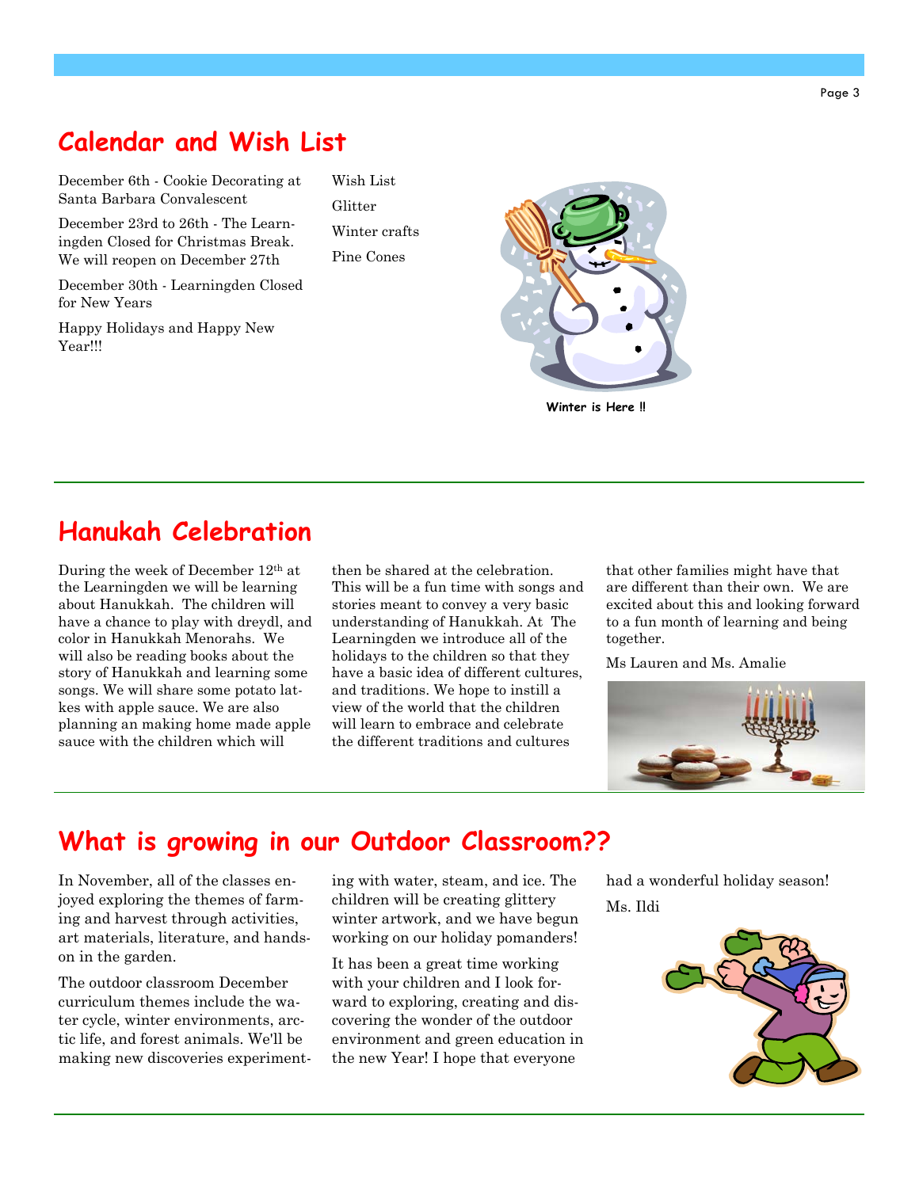## Calendar and Wish List

December 6th - Cookie Decorating at Santa Barbara Convalescent

December 23rd to 26th - The Learningden Closed for Christmas Break. We will reopen on December 27th

December 30th - Learningden Closed for New Years

Happy Holidays and Happy New Year!!!

Wish List

Glitter

Winter crafts

Pine Cones

Winter is Here !!

## Hanukah Celebration

During the week of December 12th at the Learningden we will be learning about Hanukkah. The children will have a chance to play with dreydl, and color in Hanukkah Menorahs. We will also be reading books about the story of Hanukkah and learning some songs. We will share some potato latkes with apple sauce. We are also planning an making home made apple sauce with the children which will then be shared at the celebration. This will be a fun time with songs and stories meant to convey a very basic understanding of Hanukkah. At The Learningden we introduce all of the holidays to the children so that they have a basic idea of different cultures, and traditions. We hope to instill a view of the world that the children will learn to embrace and celebrate the different traditions and cultures that other families might have that are different than their own. We are excited about this and looking forward to a fun month of learning and being together.

Ms Lauren and Ms. Amalie

## What is growing in our Outdoor Classroom??

In November, all of the classes enjoyed exploring the themes of farming and harvest through activities, art materials, literature, and hands-on in the garden.

The outdoor classroom December curriculum themes include the water cycle, winter environments, arctic life, and forest animals. We'll be making new discoveries experimenting with water, steam, and ice. The children will be creating glittery winter artwork, and we have begun working on our holiday pomanders!

It has been a great time working with your children and I look forward to exploring, creating and discovering the wonder of the outdoor environment and green education in the new Year! I hope that everyone had a wonderful holiday season!

Ms. Ildi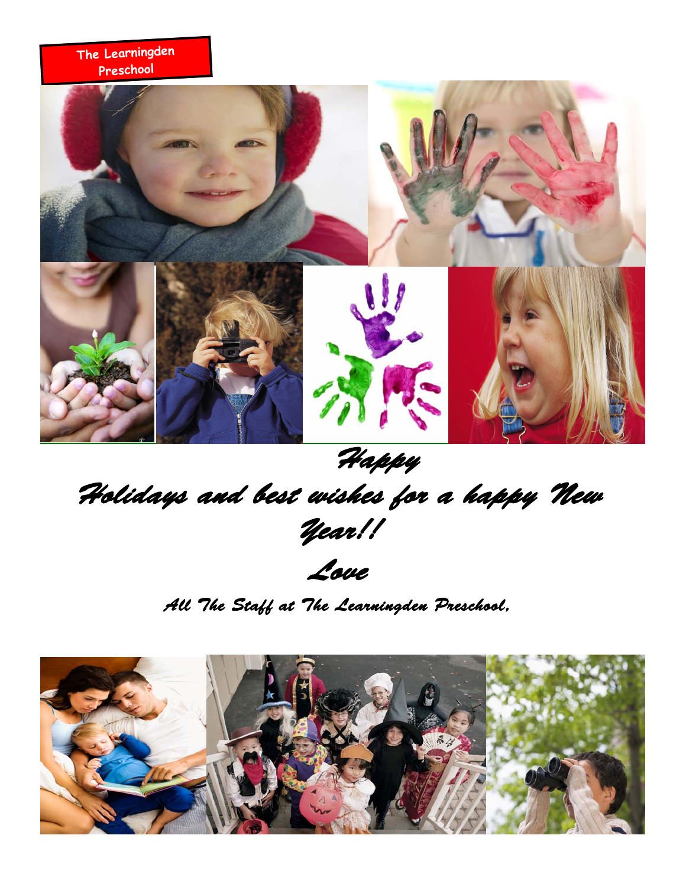**The Learningden Preschool**

*Happy Holidays and best wishes for a happy New Year!!*

*Love*

*All The Staff at The Learningden Preschool,*